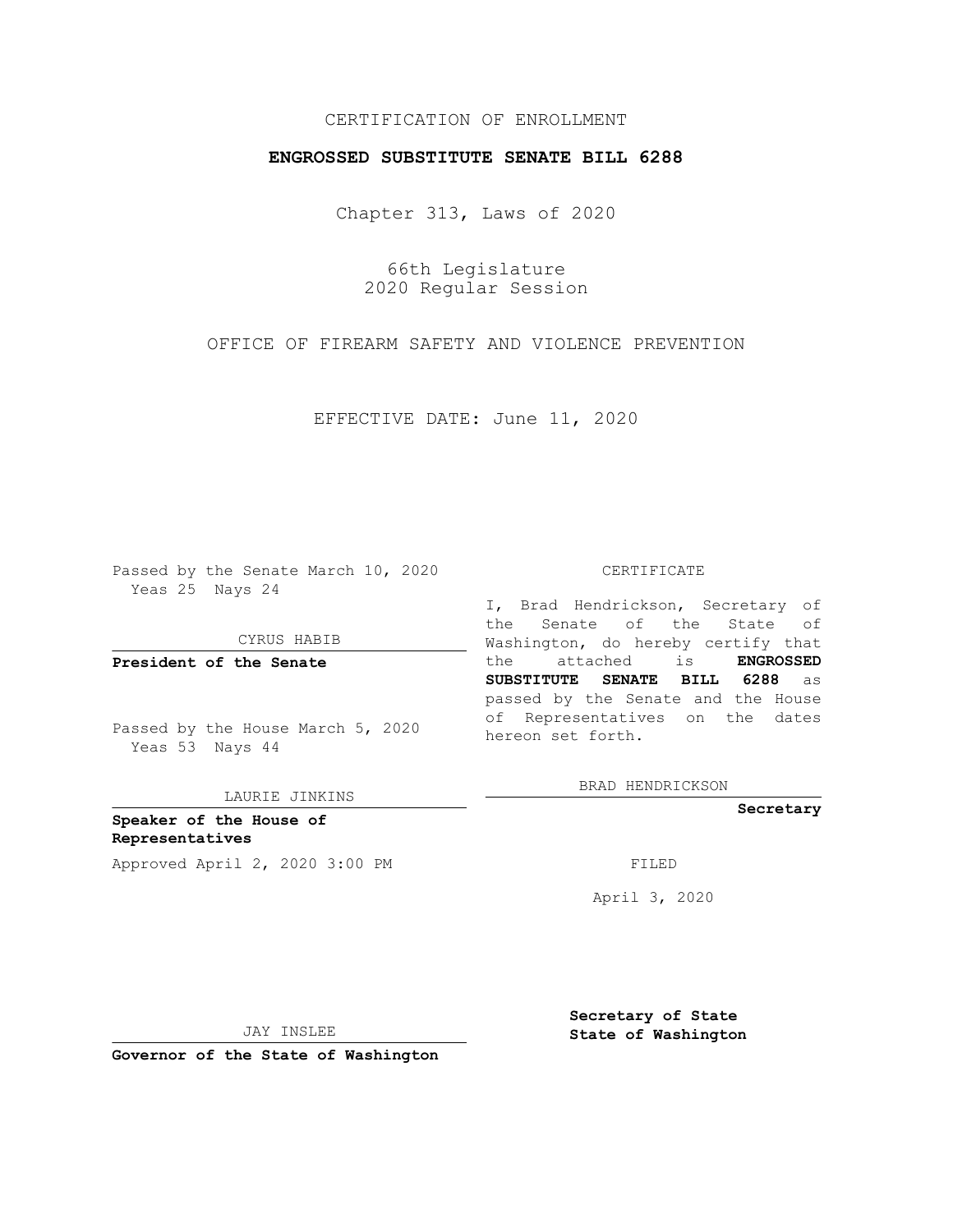CERTIFICATION OF ENROLLMENT

# ENGROSSED SUBSTITUTE SENATE BILL 6288

Chapter 313, Laws of 2020

66th Legislature
2020 Regular Session

OFFICE OF FIREARM SAFETY AND VIOLENCE PREVENTION

EFFECTIVE DATE: June 11, 2020

Passed by the Senate March 10, 2020
Yeas 25 Nays 24

CYRUS HABIB

**President of the Senate**

Passed by the House March 5, 2020
Yeas 53 Nays 44

LAURIE JINKINS

**Speaker of the House of Representatives**

Approved April 2, 2020 3:00 PM

JAY INSLEE

**Governor of the State of Washington**

CERTIFICATE

I, Brad Hendrickson, Secretary of the Senate of the State of Washington, do hereby certify that the attached is **ENGROSSED SUBSTITUTE SENATE BILL 6288** as passed by the Senate and the House of Representatives on the dates hereon set forth.

BRAD HENDRICKSON

**Secretary**

FILED

April 3, 2020

**Secretary of State**
**State of Washington**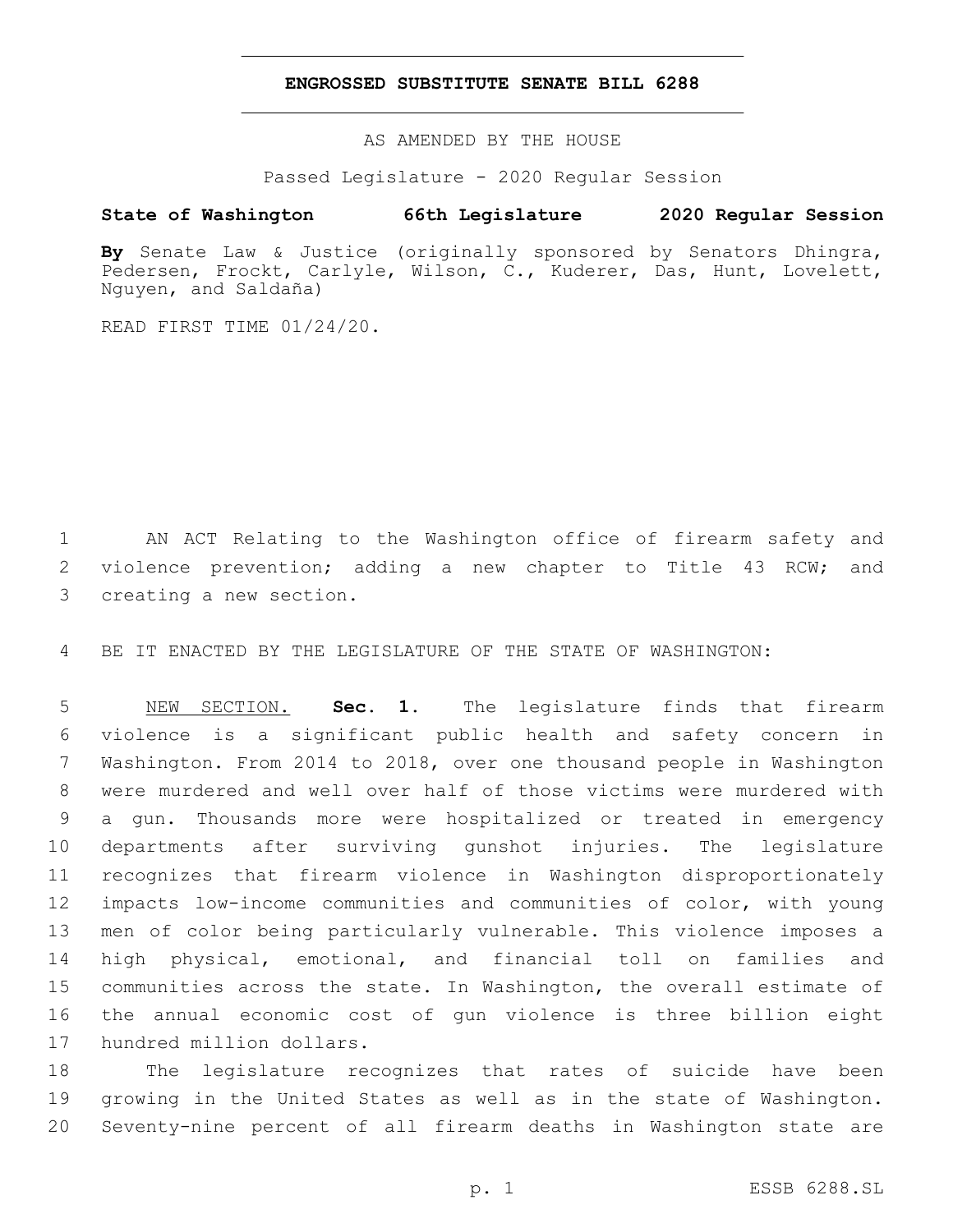# ENGROSSED SUBSTITUTE SENATE BILL 6288

AS AMENDED BY THE HOUSE

Passed Legislature - 2020 Regular Session

**State of Washington 66th Legislature 2020 Regular Session**

**By** Senate Law & Justice (originally sponsored by Senators Dhingra, Pedersen, Frockt, Carlyle, Wilson, C., Kuderer, Das, Hunt, Lovelett, Nguyen, and Saldaña)

READ FIRST TIME 01/24/20.

AN ACT Relating to the Washington office of firearm safety and violence prevention; adding a new chapter to Title 43 RCW; and creating a new section.

BE IT ENACTED BY THE LEGISLATURE OF THE STATE OF WASHINGTON:

NEW SECTION. **Sec. 1.** The legislature finds that firearm violence is a significant public health and safety concern in Washington. From 2014 to 2018, over one thousand people in Washington were murdered and well over half of those victims were murdered with a gun. Thousands more were hospitalized or treated in emergency departments after surviving gunshot injuries. The legislature recognizes that firearm violence in Washington disproportionately impacts low-income communities and communities of color, with young men of color being particularly vulnerable. This violence imposes a high physical, emotional, and financial toll on families and communities across the state. In Washington, the overall estimate of the annual economic cost of gun violence is three billion eight hundred million dollars.

The legislature recognizes that rates of suicide have been growing in the United States as well as in the state of Washington. Seventy-nine percent of all firearm deaths in Washington state are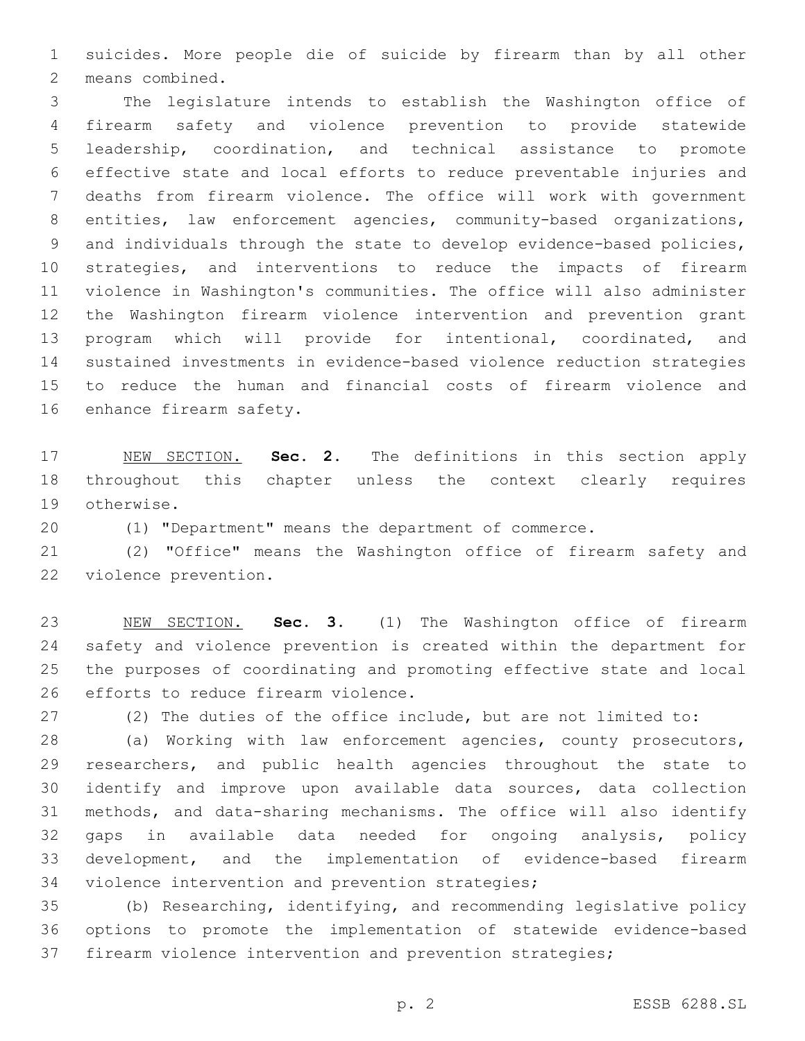suicides. More people die of suicide by firearm than by all other means combined.

The legislature intends to establish the Washington office of firearm safety and violence prevention to provide statewide leadership, coordination, and technical assistance to promote effective state and local efforts to reduce preventable injuries and deaths from firearm violence. The office will work with government entities, law enforcement agencies, community-based organizations, and individuals through the state to develop evidence-based policies, strategies, and interventions to reduce the impacts of firearm violence in Washington's communities. The office will also administer the Washington firearm violence intervention and prevention grant program which will provide for intentional, coordinated, and sustained investments in evidence-based violence reduction strategies to reduce the human and financial costs of firearm violence and enhance firearm safety.

NEW SECTION. **Sec. 2.** The definitions in this section apply throughout this chapter unless the context clearly requires otherwise.

(1) "Department" means the department of commerce.

(2) "Office" means the Washington office of firearm safety and violence prevention.

NEW SECTION. **Sec. 3.** (1) The Washington office of firearm safety and violence prevention is created within the department for the purposes of coordinating and promoting effective state and local efforts to reduce firearm violence.

(2) The duties of the office include, but are not limited to:

(a) Working with law enforcement agencies, county prosecutors, researchers, and public health agencies throughout the state to identify and improve upon available data sources, data collection methods, and data-sharing mechanisms. The office will also identify gaps in available data needed for ongoing analysis, policy development, and the implementation of evidence-based firearm violence intervention and prevention strategies;

(b) Researching, identifying, and recommending legislative policy options to promote the implementation of statewide evidence-based firearm violence intervention and prevention strategies;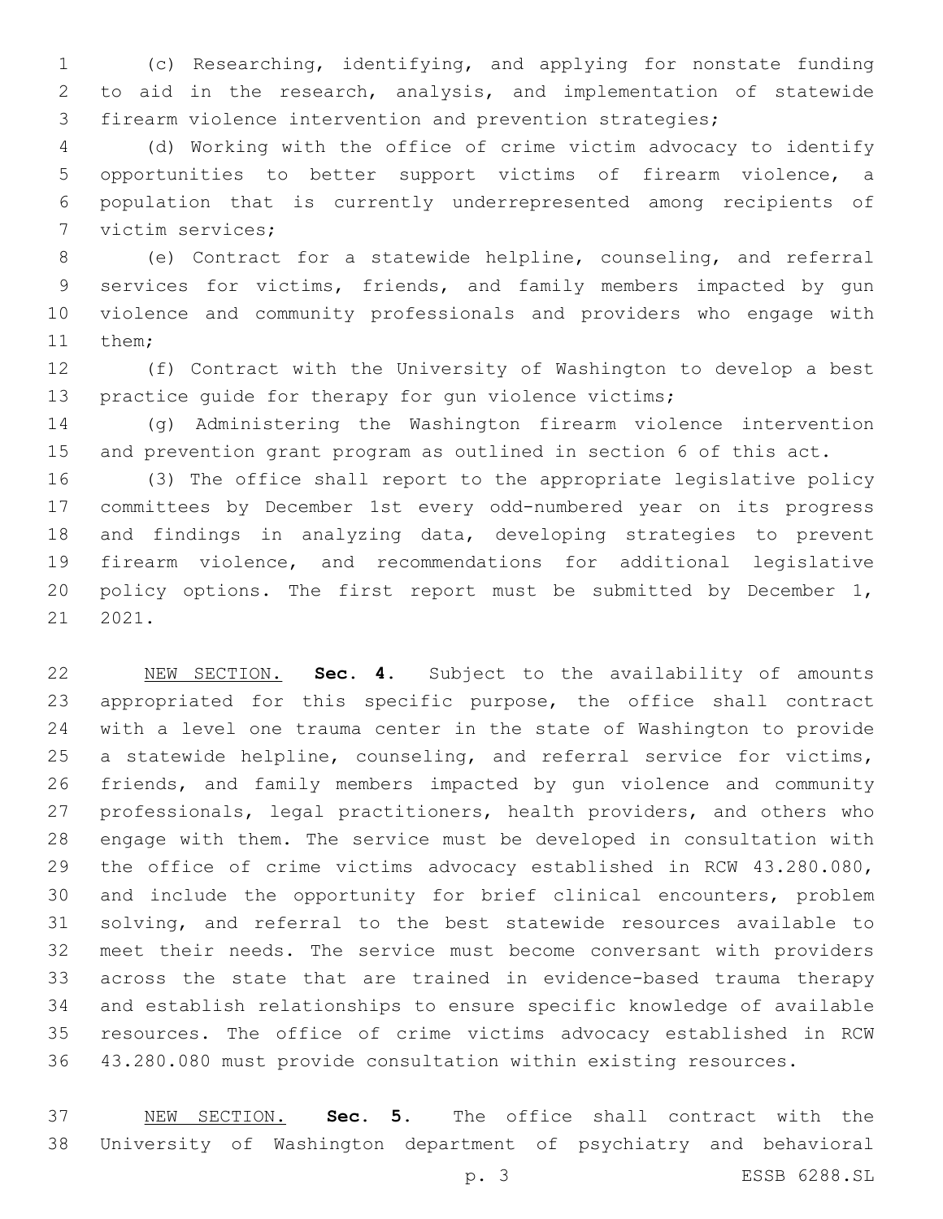(c) Researching, identifying, and applying for nonstate funding to aid in the research, analysis, and implementation of statewide firearm violence intervention and prevention strategies;

(d) Working with the office of crime victim advocacy to identify opportunities to better support victims of firearm violence, a population that is currently underrepresented among recipients of victim services;

(e) Contract for a statewide helpline, counseling, and referral services for victims, friends, and family members impacted by gun violence and community professionals and providers who engage with them;

(f) Contract with the University of Washington to develop a best practice guide for therapy for gun violence victims;

(g) Administering the Washington firearm violence intervention and prevention grant program as outlined in section 6 of this act.

(3) The office shall report to the appropriate legislative policy committees by December 1st every odd-numbered year on its progress and findings in analyzing data, developing strategies to prevent firearm violence, and recommendations for additional legislative policy options. The first report must be submitted by December 1, 2021.

NEW SECTION. **Sec. 4.** Subject to the availability of amounts appropriated for this specific purpose, the office shall contract with a level one trauma center in the state of Washington to provide a statewide helpline, counseling, and referral service for victims, friends, and family members impacted by gun violence and community professionals, legal practitioners, health providers, and others who engage with them. The service must be developed in consultation with the office of crime victims advocacy established in RCW 43.280.080, and include the opportunity for brief clinical encounters, problem solving, and referral to the best statewide resources available to meet their needs. The service must become conversant with providers across the state that are trained in evidence-based trauma therapy and establish relationships to ensure specific knowledge of available resources. The office of crime victims advocacy established in RCW 43.280.080 must provide consultation within existing resources.

NEW SECTION. **Sec. 5.** The office shall contract with the University of Washington department of psychiatry and behavioral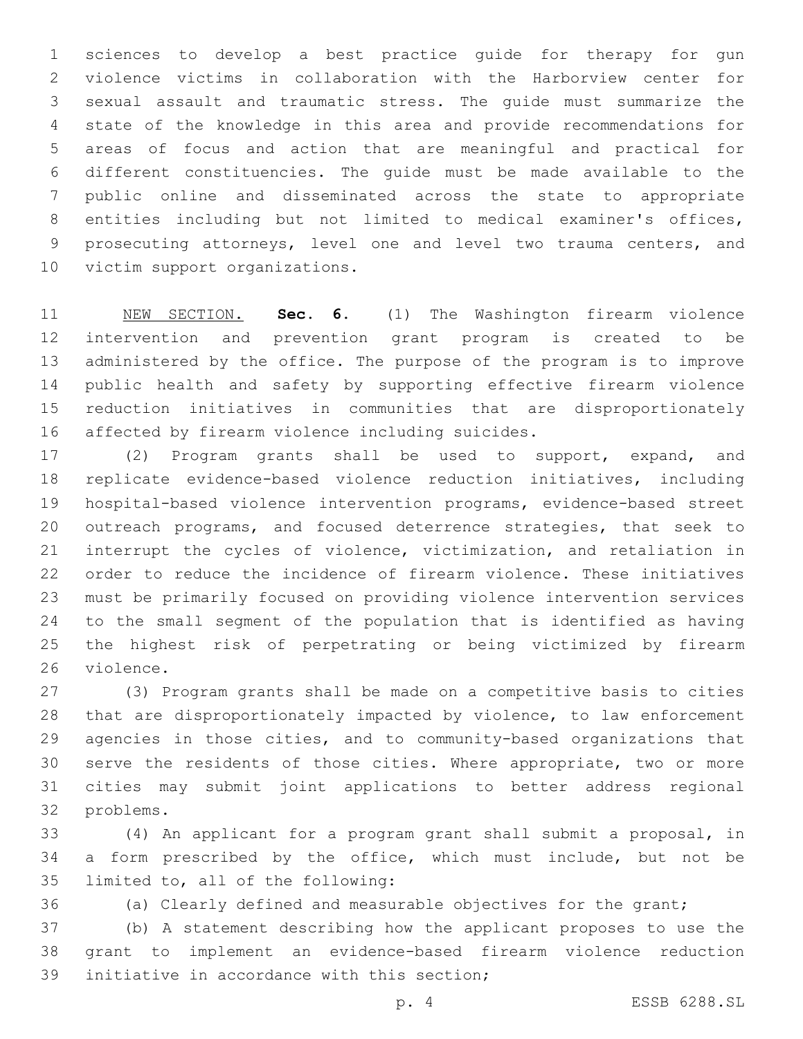sciences to develop a best practice guide for therapy for gun violence victims in collaboration with the Harborview center for sexual assault and traumatic stress. The guide must summarize the state of the knowledge in this area and provide recommendations for areas of focus and action that are meaningful and practical for different constituencies. The guide must be made available to the public online and disseminated across the state to appropriate entities including but not limited to medical examiner's offices, prosecuting attorneys, level one and level two trauma centers, and victim support organizations.

NEW SECTION. **Sec. 6.** (1) The Washington firearm violence intervention and prevention grant program is created to be administered by the office. The purpose of the program is to improve public health and safety by supporting effective firearm violence reduction initiatives in communities that are disproportionately affected by firearm violence including suicides.

(2) Program grants shall be used to support, expand, and replicate evidence-based violence reduction initiatives, including hospital-based violence intervention programs, evidence-based street outreach programs, and focused deterrence strategies, that seek to interrupt the cycles of violence, victimization, and retaliation in order to reduce the incidence of firearm violence. These initiatives must be primarily focused on providing violence intervention services to the small segment of the population that is identified as having the highest risk of perpetrating or being victimized by firearm violence.

(3) Program grants shall be made on a competitive basis to cities that are disproportionately impacted by violence, to law enforcement agencies in those cities, and to community-based organizations that serve the residents of those cities. Where appropriate, two or more cities may submit joint applications to better address regional problems.

(4) An applicant for a program grant shall submit a proposal, in a form prescribed by the office, which must include, but not be limited to, all of the following:

(a) Clearly defined and measurable objectives for the grant;

(b) A statement describing how the applicant proposes to use the grant to implement an evidence-based firearm violence reduction initiative in accordance with this section;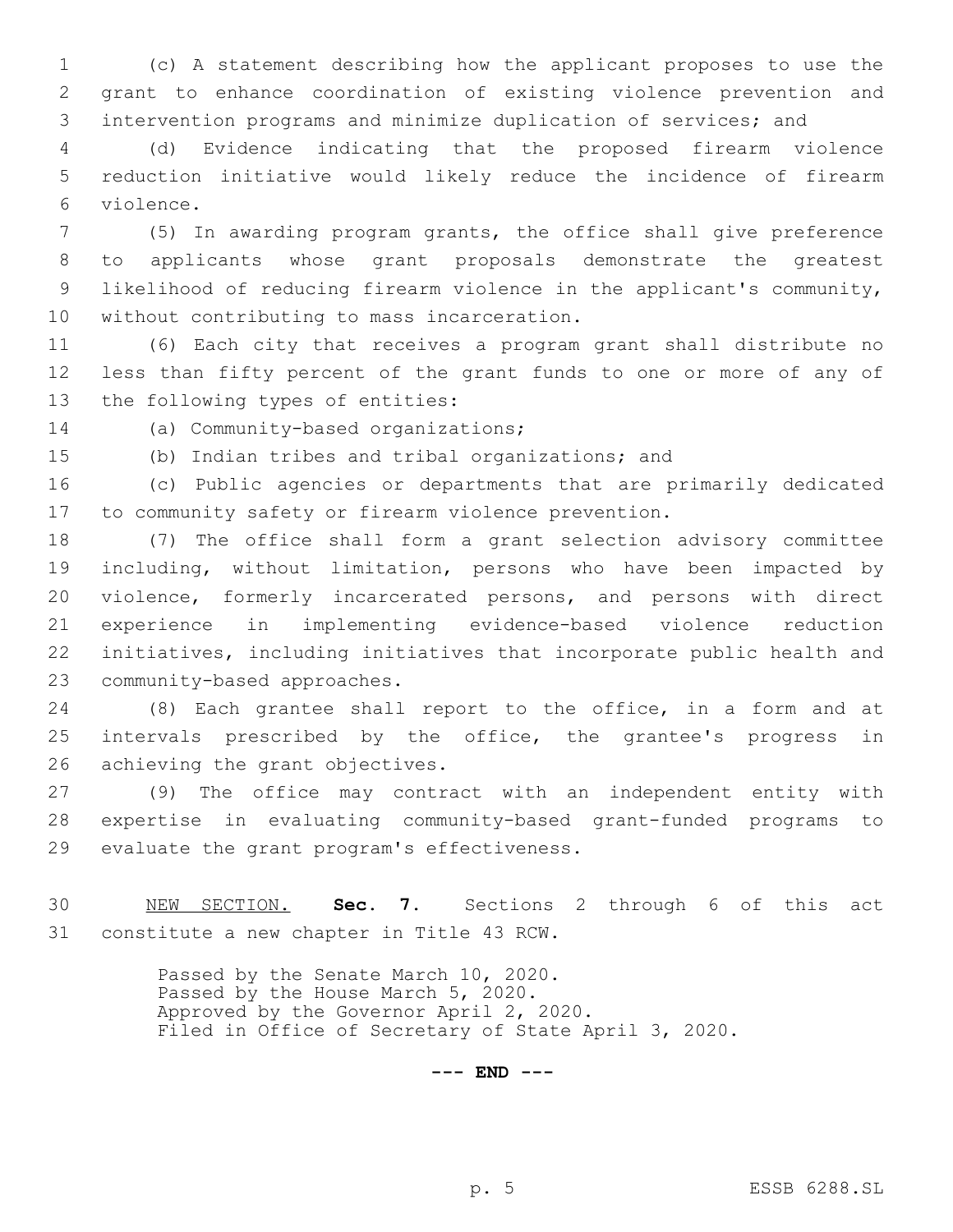(c) A statement describing how the applicant proposes to use the grant to enhance coordination of existing violence prevention and intervention programs and minimize duplication of services; and

(d) Evidence indicating that the proposed firearm violence reduction initiative would likely reduce the incidence of firearm violence.

(5) In awarding program grants, the office shall give preference to applicants whose grant proposals demonstrate the greatest likelihood of reducing firearm violence in the applicant's community, without contributing to mass incarceration.

(6) Each city that receives a program grant shall distribute no less than fifty percent of the grant funds to one or more of any of the following types of entities:

(a) Community-based organizations;

(b) Indian tribes and tribal organizations; and

(c) Public agencies or departments that are primarily dedicated to community safety or firearm violence prevention.

(7) The office shall form a grant selection advisory committee including, without limitation, persons who have been impacted by violence, formerly incarcerated persons, and persons with direct experience in implementing evidence-based violence reduction initiatives, including initiatives that incorporate public health and community-based approaches.

(8) Each grantee shall report to the office, in a form and at intervals prescribed by the office, the grantee's progress in achieving the grant objectives.

(9) The office may contract with an independent entity with expertise in evaluating community-based grant-funded programs to evaluate the grant program's effectiveness.

NEW SECTION. **Sec. 7.** Sections 2 through 6 of this act constitute a new chapter in Title 43 RCW.

Passed by the Senate March 10, 2020.
Passed by the House March 5, 2020.
Approved by the Governor April 2, 2020.
Filed in Office of Secretary of State April 3, 2020.

**--- END ---**